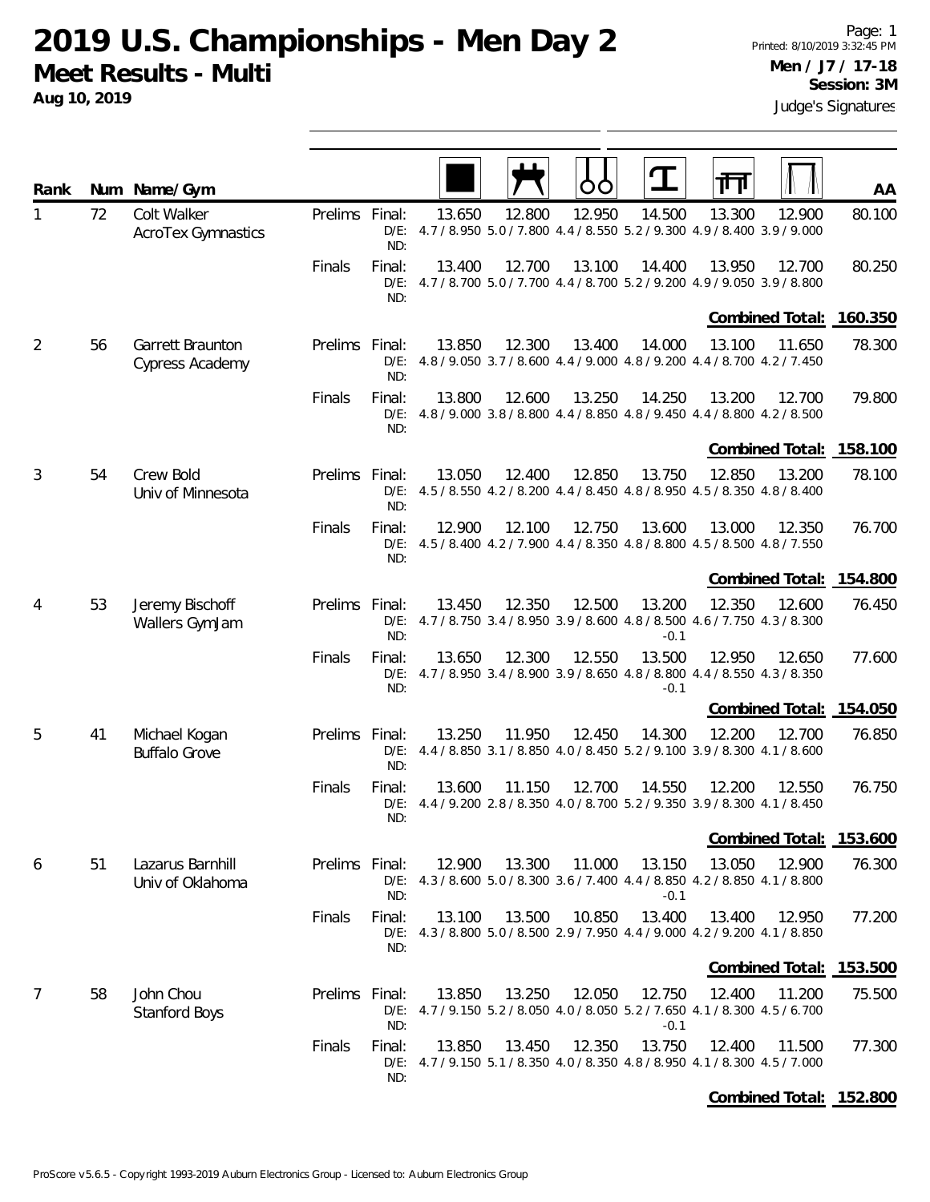# 2019 U.S. Championships - Men Day 2

**Meet Results - Multi**

**Aug 10, 2019**

Printed: 8/10/2019 3:32:45 PM

**Men / J7 / 17-18**

**Session: 3M**

Judge's Signatures

| Rank | Num | Name/Gym | | | Floor | Pommel Horse | Rings | Vault | Parallel Bars | High Bar | AA |
|---|---|---|---|---|---|---|---|---|---|---|---|
| 1 | 72 | Colt Walker, AcroTex Gymnastics | Prelims | Final: | 13.650 | 12.800 | 12.950 | 14.500 | 13.300 | 12.900 | 80.100 |
| | | | | D/E: | 4.7 / 8.950 | 5.0 / 7.800 | 4.4 / 8.550 | 5.2 / 9.300 | 4.9 / 8.400 | 3.9 / 9.000 | |
| | | | | ND: | | | | | | | |
| | | | Finals | Final: | 13.400 | 12.700 | 13.100 | 14.400 | 13.950 | 12.700 | 80.250 |
| | | | | D/E: | 4.7 / 8.700 | 5.0 / 7.700 | 4.4 / 8.700 | 5.2 / 9.200 | 4.9 / 9.050 | 3.9 / 8.800 | |
| | | | | ND: | | | | | | | |
| | | | | | | | | | | **Combined Total:** | **160.350** |
| 2 | 56 | Garrett Braunton, Cypress Academy | Prelims | Final: | 13.850 | 12.300 | 13.400 | 14.000 | 13.100 | 11.650 | 78.300 |
| | | | | D/E: | 4.8 / 9.050 | 3.7 / 8.600 | 4.4 / 9.000 | 4.8 / 9.200 | 4.4 / 8.700 | 4.2 / 7.450 | |
| | | | | ND: | | | | | | | |
| | | | Finals | Final: | 13.800 | 12.600 | 13.250 | 14.250 | 13.200 | 12.700 | 79.800 |
| | | | | D/E: | 4.8 / 9.000 | 3.8 / 8.800 | 4.4 / 8.850 | 4.8 / 9.450 | 4.4 / 8.800 | 4.2 / 8.500 | |
| | | | | ND: | | | | | | | |
| | | | | | | | | | | **Combined Total:** | **158.100** |
| 3 | 54 | Crew Bold, Univ of Minnesota | Prelims | Final: | 13.050 | 12.400 | 12.850 | 13.750 | 12.850 | 13.200 | 78.100 |
| | | | | D/E: | 4.5 / 8.550 | 4.2 / 8.200 | 4.4 / 8.450 | 4.8 / 8.950 | 4.5 / 8.350 | 4.8 / 8.400 | |
| | | | | ND: | | | | | | | |
| | | | Finals | Final: | 12.900 | 12.100 | 12.750 | 13.600 | 13.000 | 12.350 | 76.700 |
| | | | | D/E: | 4.5 / 8.400 | 4.2 / 7.900 | 4.4 / 8.350 | 4.8 / 8.800 | 4.5 / 8.500 | 4.8 / 7.550 | |
| | | | | ND: | | | | | | | |
| | | | | | | | | | | **Combined Total:** | **154.800** |
| 4 | 53 | Jeremy Bischoff, Wallers GymJam | Prelims | Final: | 13.450 | 12.350 | 12.500 | 13.200 | 12.350 | 12.600 | 76.450 |
| | | | | D/E: | 4.7 / 8.750 | 3.4 / 8.950 | 3.9 / 8.600 | 4.8 / 8.500 | 4.6 / 7.750 | 4.3 / 8.300 | |
| | | | | ND: | | | | -0.1 | | | |
| | | | Finals | Final: | 13.650 | 12.300 | 12.550 | 13.500 | 12.950 | 12.650 | 77.600 |
| | | | | D/E: | 4.7 / 8.950 | 3.4 / 8.900 | 3.9 / 8.650 | 4.8 / 8.800 | 4.4 / 8.550 | 4.3 / 8.350 | |
| | | | | ND: | | | | -0.1 | | | |
| | | | | | | | | | | **Combined Total:** | **154.050** |
| 5 | 41 | Michael Kogan, Buffalo Grove | Prelims | Final: | 13.250 | 11.950 | 12.450 | 14.300 | 12.200 | 12.700 | 76.850 |
| | | | | D/E: | 4.4 / 8.850 | 3.1 / 8.850 | 4.0 / 8.450 | 5.2 / 9.100 | 3.9 / 8.300 | 4.1 / 8.600 | |
| | | | | ND: | | | | | | | |
| | | | Finals | Final: | 13.600 | 11.150 | 12.700 | 14.550 | 12.200 | 12.550 | 76.750 |
| | | | | D/E: | 4.4 / 9.200 | 2.8 / 8.350 | 4.0 / 8.700 | 5.2 / 9.350 | 3.9 / 8.300 | 4.1 / 8.450 | |
| | | | | ND: | | | | | | | |
| | | | | | | | | | | **Combined Total:** | **153.600** |
| 6 | 51 | Lazarus Barnhill, Univ of Oklahoma | Prelims | Final: | 12.900 | 13.300 | 11.000 | 13.150 | 13.050 | 12.900 | 76.300 |
| | | | | D/E: | 4.3 / 8.600 | 5.0 / 8.300 | 3.6 / 7.400 | 4.4 / 8.850 | 4.2 / 8.850 | 4.1 / 8.800 | |
| | | | | ND: | | | | -0.1 | | | |
| | | | Finals | Final: | 13.100 | 13.500 | 10.850 | 13.400 | 13.400 | 12.950 | 77.200 |
| | | | | D/E: | 4.3 / 8.800 | 5.0 / 8.500 | 2.9 / 7.950 | 4.4 / 9.000 | 4.2 / 9.200 | 4.1 / 8.850 | |
| | | | | ND: | | | | | | | |
| | | | | | | | | | | **Combined Total:** | **153.500** |
| 7 | 58 | John Chou, Stanford Boys | Prelims | Final: | 13.850 | 13.250 | 12.050 | 12.750 | 12.400 | 11.200 | 75.500 |
| | | | | D/E: | 4.7 / 9.150 | 5.2 / 8.050 | 4.0 / 8.050 | 5.2 / 7.650 | 4.1 / 8.300 | 4.5 / 6.700 | |
| | | | | ND: | | | | -0.1 | | | |
| | | | Finals | Final: | 13.850 | 13.450 | 12.350 | 13.750 | 12.400 | 11.500 | 77.300 |
| | | | | D/E: | 4.7 / 9.150 | 5.1 / 8.350 | 4.0 / 8.350 | 4.8 / 8.950 | 4.1 / 8.300 | 4.5 / 7.000 | |
| | | | | ND: | | | | | | | |
| | | | | | | | | | | **Combined Total:** | **152.800** |

ProScore v5.6.5 - Copyright 1993-2019 Auburn Electronics Group - Licensed to: Auburn Electronics Group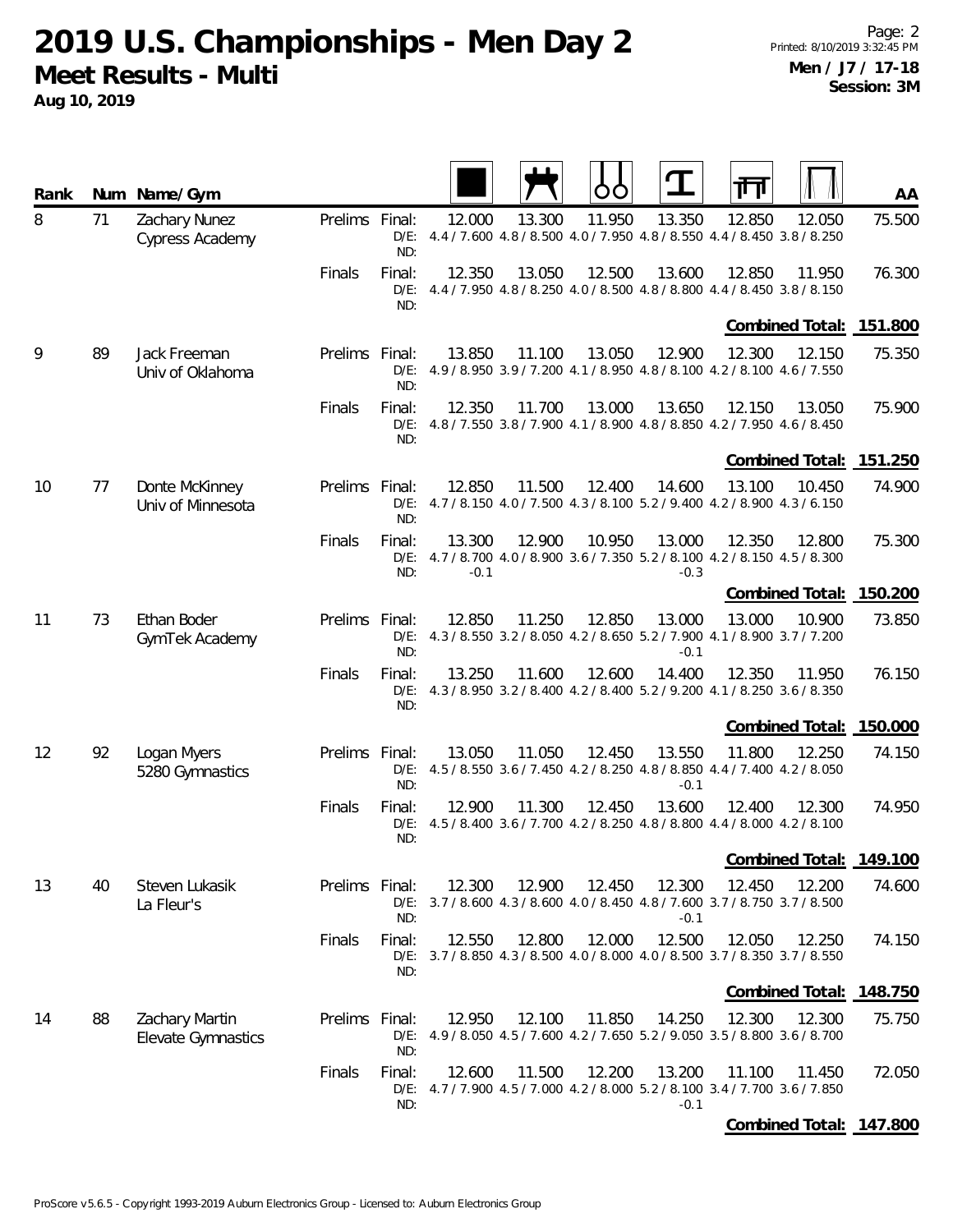# 2019 U.S. Championships - Men Day 2

## Meet Results - Multi

**Aug 10, 2019**

**Men / J7 / 17-18**
**Session: 3M**

| Rank | Num | Name/Gym | | | Floor | Pommel Horse | Rings | Vault | Parallel Bars | High Bar | AA |
|---|---|---|---|---|---|---|---|---|---|---|---|
| 8 | 71 | Zachary Nunez<br>Cypress Academy | Prelims | Final: | 12.000 | 13.300 | 11.950 | 13.350 | 12.850 | 12.050 | 75.500 |
| | | | | D/E: | 4.4 / 7.600 | 4.8 / 8.500 | 4.0 / 7.950 | 4.8 / 8.550 | 4.4 / 8.450 | 3.8 / 8.250 | |
| | | | | ND: | | | | | | | |
| | | | Finals | Final: | 12.350 | 13.050 | 12.500 | 13.600 | 12.850 | 11.950 | 76.300 |
| | | | | D/E: | 4.4 / 7.950 | 4.8 / 8.250 | 4.0 / 8.500 | 4.8 / 8.800 | 4.4 / 8.450 | 3.8 / 8.150 | |
| | | | | ND: | | | | | | | |
| | | | | | | | | | | **Combined Total:** | **151.800** |
| 9 | 89 | Jack Freeman<br>Univ of Oklahoma | Prelims | Final: | 13.850 | 11.100 | 13.050 | 12.900 | 12.300 | 12.150 | 75.350 |
| | | | | D/E: | 4.9 / 8.950 | 3.9 / 7.200 | 4.1 / 8.950 | 4.8 / 8.100 | 4.2 / 8.100 | 4.6 / 7.550 | |
| | | | | ND: | | | | | | | |
| | | | Finals | Final: | 12.350 | 11.700 | 13.000 | 13.650 | 12.150 | 13.050 | 75.900 |
| | | | | D/E: | 4.8 / 7.550 | 3.8 / 7.900 | 4.1 / 8.900 | 4.8 / 8.850 | 4.2 / 7.950 | 4.6 / 8.450 | |
| | | | | ND: | | | | | | | |
| | | | | | | | | | | **Combined Total:** | **151.250** |
| 10 | 77 | Donte McKinney<br>Univ of Minnesota | Prelims | Final: | 12.850 | 11.500 | 12.400 | 14.600 | 13.100 | 10.450 | 74.900 |
| | | | | D/E: | 4.7 / 8.150 | 4.0 / 7.500 | 4.3 / 8.100 | 5.2 / 9.400 | 4.2 / 8.900 | 4.3 / 6.150 | |
| | | | | ND: | | | | | | | |
| | | | Finals | Final: | 13.300 | 12.900 | 10.950 | 13.000 | 12.350 | 12.800 | 75.300 |
| | | | | D/E: | 4.7 / 8.700 | 4.0 / 8.900 | 3.6 / 7.350 | 5.2 / 8.100 | 4.2 / 8.150 | 4.5 / 8.300 | |
| | | | | ND: | -0.1 | | | -0.3 | | | |
| | | | | | | | | | | **Combined Total:** | **150.200** |
| 11 | 73 | Ethan Boder<br>GymTek Academy | Prelims | Final: | 12.850 | 11.250 | 12.850 | 13.000 | 13.000 | 10.900 | 73.850 |
| | | | | D/E: | 4.3 / 8.550 | 3.2 / 8.050 | 4.2 / 8.650 | 5.2 / 7.900 | 4.1 / 8.900 | 3.7 / 7.200 | |
| | | | | ND: | | | | -0.1 | | | |
| | | | Finals | Final: | 13.250 | 11.600 | 12.600 | 14.400 | 12.350 | 11.950 | 76.150 |
| | | | | D/E: | 4.3 / 8.950 | 3.2 / 8.400 | 4.2 / 8.400 | 5.2 / 9.200 | 4.1 / 8.250 | 3.6 / 8.350 | |
| | | | | ND: | | | | | | | |
| | | | | | | | | | | **Combined Total:** | **150.000** |
| 12 | 92 | Logan Myers<br>5280 Gymnastics | Prelims | Final: | 13.050 | 11.050 | 12.450 | 13.550 | 11.800 | 12.250 | 74.150 |
| | | | | D/E: | 4.5 / 8.550 | 3.6 / 7.450 | 4.2 / 8.250 | 4.8 / 8.850 | 4.4 / 7.400 | 4.2 / 8.050 | |
| | | | | ND: | | | | -0.1 | | | |
| | | | Finals | Final: | 12.900 | 11.300 | 12.450 | 13.600 | 12.400 | 12.300 | 74.950 |
| | | | | D/E: | 4.5 / 8.400 | 3.6 / 7.700 | 4.2 / 8.250 | 4.8 / 8.800 | 4.4 / 8.000 | 4.2 / 8.100 | |
| | | | | ND: | | | | | | | |
| | | | | | | | | | | **Combined Total:** | **149.100** |
| 13 | 40 | Steven Lukasik<br>La Fleur's | Prelims | Final: | 12.300 | 12.900 | 12.450 | 12.300 | 12.450 | 12.200 | 74.600 |
| | | | | D/E: | 3.7 / 8.600 | 4.3 / 8.600 | 4.0 / 8.450 | 4.8 / 7.600 | 3.7 / 8.750 | 3.7 / 8.500 | |
| | | | | ND: | | | | -0.1 | | | |
| | | | Finals | Final: | 12.550 | 12.800 | 12.000 | 12.500 | 12.050 | 12.250 | 74.150 |
| | | | | D/E: | 3.7 / 8.850 | 4.3 / 8.500 | 4.0 / 8.000 | 4.0 / 8.500 | 3.7 / 8.350 | 3.7 / 8.550 | |
| | | | | ND: | | | | | | | |
| | | | | | | | | | | **Combined Total:** | **148.750** |
| 14 | 88 | Zachary Martin<br>Elevate Gymnastics | Prelims | Final: | 12.950 | 12.100 | 11.850 | 14.250 | 12.300 | 12.300 | 75.750 |
| | | | | D/E: | 4.9 / 8.050 | 4.5 / 7.600 | 4.2 / 7.650 | 5.2 / 9.050 | 3.5 / 8.800 | 3.6 / 8.700 | |
| | | | | ND: | | | | | | | |
| | | | Finals | Final: | 12.600 | 11.500 | 12.200 | 13.200 | 11.100 | 11.450 | 72.050 |
| | | | | D/E: | 4.7 / 7.900 | 4.5 / 7.000 | 4.2 / 8.000 | 5.2 / 8.100 | 3.4 / 7.700 | 3.6 / 7.850 | |
| | | | | ND: | | | | -0.1 | | | |
| | | | | | | | | | | **Combined Total:** | **147.800** |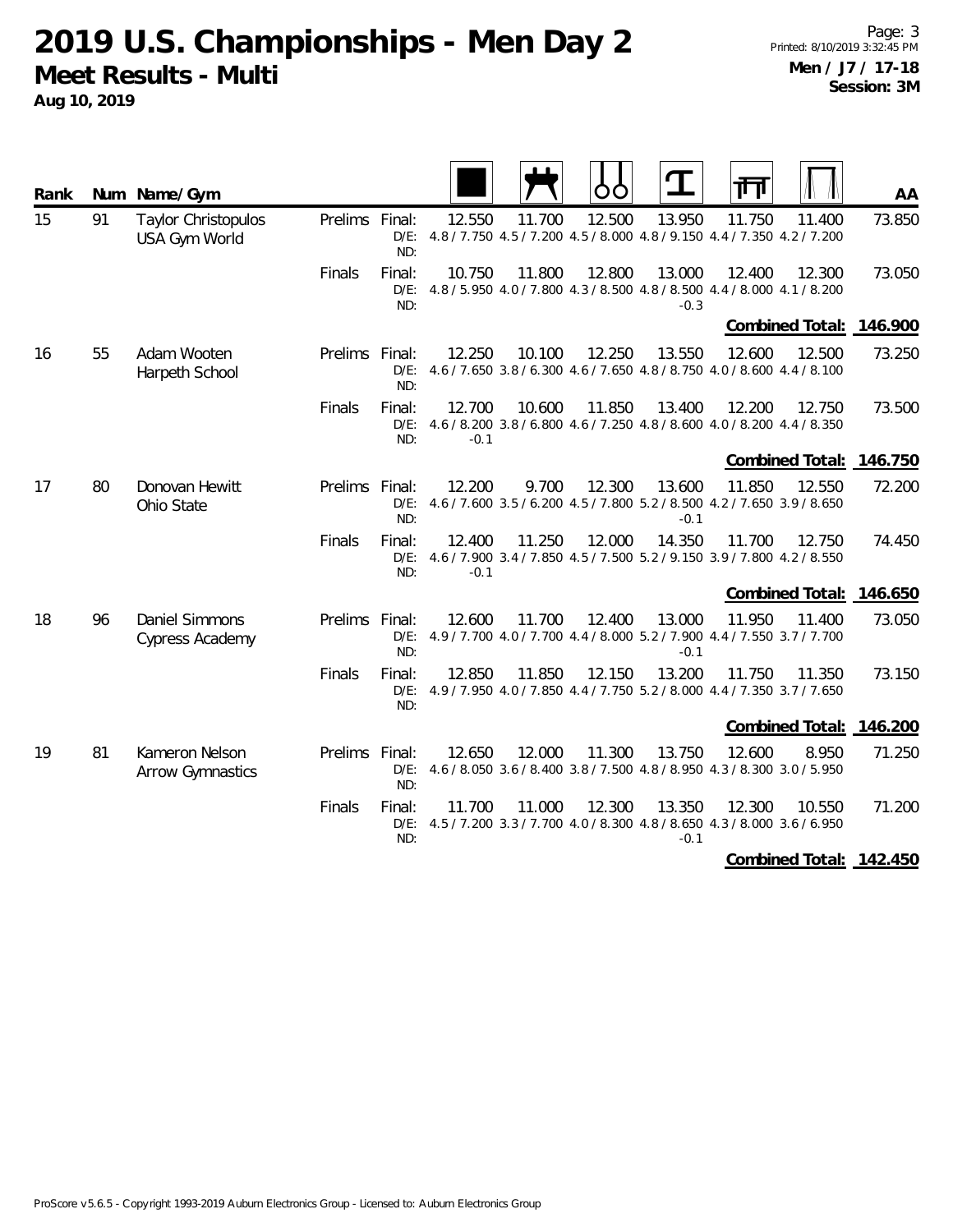# 2019 U.S. Championships - Men Day 2

**Meet Results - Multi**

**Aug 10, 2019**

**Men / J7 / 17-18**
**Session: 3M**

| Rank | Num | Name/Gym | | | Floor | Pommel Horse | Rings | Vault | Parallel Bars | High Bar | AA |
|---|---|---|---|---|---|---|---|---|---|---|---|
| 15 | 91 | Taylor Christopulos<br>USA Gym World | Prelims | Final: | 12.550 | 11.700 | 12.500 | 13.950 | 11.750 | 11.400 | 73.850 |
| | | | | D/E: | 4.8 / 7.750 | 4.5 / 7.200 | 4.5 / 8.000 | 4.8 / 9.150 | 4.4 / 7.350 | 4.2 / 7.200 | |
| | | | | ND: | | | | | | | |
| | | | Finals | Final: | 10.750 | 11.800 | 12.800 | 13.000 | 12.400 | 12.300 | 73.050 |
| | | | | D/E: | 4.8 / 5.950 | 4.0 / 7.800 | 4.3 / 8.500 | 4.8 / 8.500 | 4.4 / 8.000 | 4.1 / 8.200 | |
| | | | | ND: | | | | -0.3 | | | |
| | | | | | | | | | | **Combined Total:** | **146.900** |
| 16 | 55 | Adam Wooten<br>Harpeth School | Prelims | Final: | 12.250 | 10.100 | 12.250 | 13.550 | 12.600 | 12.500 | 73.250 |
| | | | | D/E: | 4.6 / 7.650 | 3.8 / 6.300 | 4.6 / 7.650 | 4.8 / 8.750 | 4.0 / 8.600 | 4.4 / 8.100 | |
| | | | | ND: | | | | | | | |
| | | | Finals | Final: | 12.700 | 10.600 | 11.850 | 13.400 | 12.200 | 12.750 | 73.500 |
| | | | | D/E: | 4.6 / 8.200 | 3.8 / 6.800 | 4.6 / 7.250 | 4.8 / 8.600 | 4.0 / 8.200 | 4.4 / 8.350 | |
| | | | | ND: | -0.1 | | | | | | |
| | | | | | | | | | | **Combined Total:** | **146.750** |
| 17 | 80 | Donovan Hewitt<br>Ohio State | Prelims | Final: | 12.200 | 9.700 | 12.300 | 13.600 | 11.850 | 12.550 | 72.200 |
| | | | | D/E: | 4.6 / 7.600 | 3.5 / 6.200 | 4.5 / 7.800 | 5.2 / 8.500 | 4.2 / 7.650 | 3.9 / 8.650 | |
| | | | | ND: | | | | -0.1 | | | |
| | | | Finals | Final: | 12.400 | 11.250 | 12.000 | 14.350 | 11.700 | 12.750 | 74.450 |
| | | | | D/E: | 4.6 / 7.900 | 3.4 / 7.850 | 4.5 / 7.500 | 5.2 / 9.150 | 3.9 / 7.800 | 4.2 / 8.550 | |
| | | | | ND: | -0.1 | | | | | | |
| | | | | | | | | | | **Combined Total:** | **146.650** |
| 18 | 96 | Daniel Simmons<br>Cypress Academy | Prelims | Final: | 12.600 | 11.700 | 12.400 | 13.000 | 11.950 | 11.400 | 73.050 |
| | | | | D/E: | 4.9 / 7.700 | 4.0 / 7.700 | 4.4 / 8.000 | 5.2 / 7.900 | 4.4 / 7.550 | 3.7 / 7.700 | |
| | | | | ND: | | | | -0.1 | | | |
| | | | Finals | Final: | 12.850 | 11.850 | 12.150 | 13.200 | 11.750 | 11.350 | 73.150 |
| | | | | D/E: | 4.9 / 7.950 | 4.0 / 7.850 | 4.4 / 7.750 | 5.2 / 8.000 | 4.4 / 7.350 | 3.7 / 7.650 | |
| | | | | ND: | | | | | | | |
| | | | | | | | | | | **Combined Total:** | **146.200** |
| 19 | 81 | Kameron Nelson<br>Arrow Gymnastics | Prelims | Final: | 12.650 | 12.000 | 11.300 | 13.750 | 12.600 | 8.950 | 71.250 |
| | | | | D/E: | 4.6 / 8.050 | 3.6 / 8.400 | 3.8 / 7.500 | 4.8 / 8.950 | 4.3 / 8.300 | 3.0 / 5.950 | |
| | | | | ND: | | | | | | | |
| | | | Finals | Final: | 11.700 | 11.000 | 12.300 | 13.350 | 12.300 | 10.550 | 71.200 |
| | | | | D/E: | 4.5 / 7.200 | 3.3 / 7.700 | 4.0 / 8.300 | 4.8 / 8.650 | 4.3 / 8.000 | 3.6 / 6.950 | |
| | | | | ND: | | | | -0.1 | | | |
| | | | | | | | | | | **Combined Total:** | **142.450** |